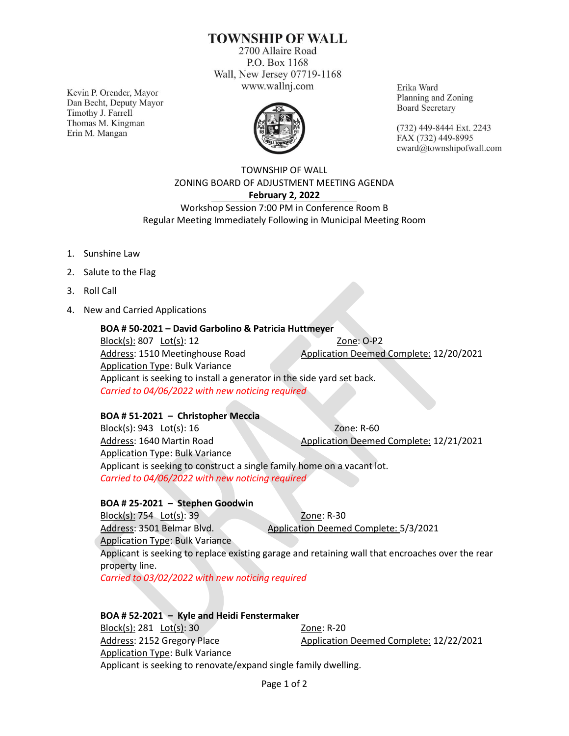# TOWNSHIP OF WALL

2700 Allaire Road
P.O. Box 1168
Wall, New Jersey 07719-1168
www.wallnj.com

Kevin P. Orender, Mayor
Dan Becht, Deputy Mayor
Timothy J. Farrell
Thomas M. Kingman
Erin M. Mangan

Erika Ward
Planning and Zoning
Board Secretary

(732) 449-8444 Ext. 2243
FAX (732) 449-8995
eward@townshipofwall.com

## TOWNSHIP OF WALL
## ZONING BOARD OF ADJUSTMENT MEETING AGENDA
### February 2, 2022

Workshop Session 7:00 PM in Conference Room B
Regular Meeting Immediately Following in Municipal Meeting Room

1. Sunshine Law
2. Salute to the Flag
3. Roll Call
4. New and Carried Applications

**BOA # 50-2021 – David Garbolino & Patricia Huttmeyer**
Block(s): 807 Lot(s): 12 Zone: O-P2
Address: 1510 Meetinghouse Road Application Deemed Complete: 12/20/2021
Application Type: Bulk Variance
Applicant is seeking to install a generator in the side yard set back.
*Carried to 04/06/2022 with new noticing required*

**BOA # 51-2021 – Christopher Meccia**
Block(s): 943 Lot(s): 16 Zone: R-60
Address: 1640 Martin Road Application Deemed Complete: 12/21/2021
Application Type: Bulk Variance
Applicant is seeking to construct a single family home on a vacant lot.
*Carried to 04/06/2022 with new noticing required*

**BOA # 25-2021 – Stephen Goodwin**
Block(s): 754 Lot(s): 39 Zone: R-30
Address: 3501 Belmar Blvd. Application Deemed Complete: 5/3/2021
Application Type: Bulk Variance
Applicant is seeking to replace existing garage and retaining wall that encroaches over the rear property line.
*Carried to 03/02/2022 with new noticing required*

**BOA # 52-2021 – Kyle and Heidi Fenstermaker**
Block(s): 281 Lot(s): 30 Zone: R-20
Address: 2152 Gregory Place Application Deemed Complete: 12/22/2021
Application Type: Bulk Variance
Applicant is seeking to renovate/expand single family dwelling.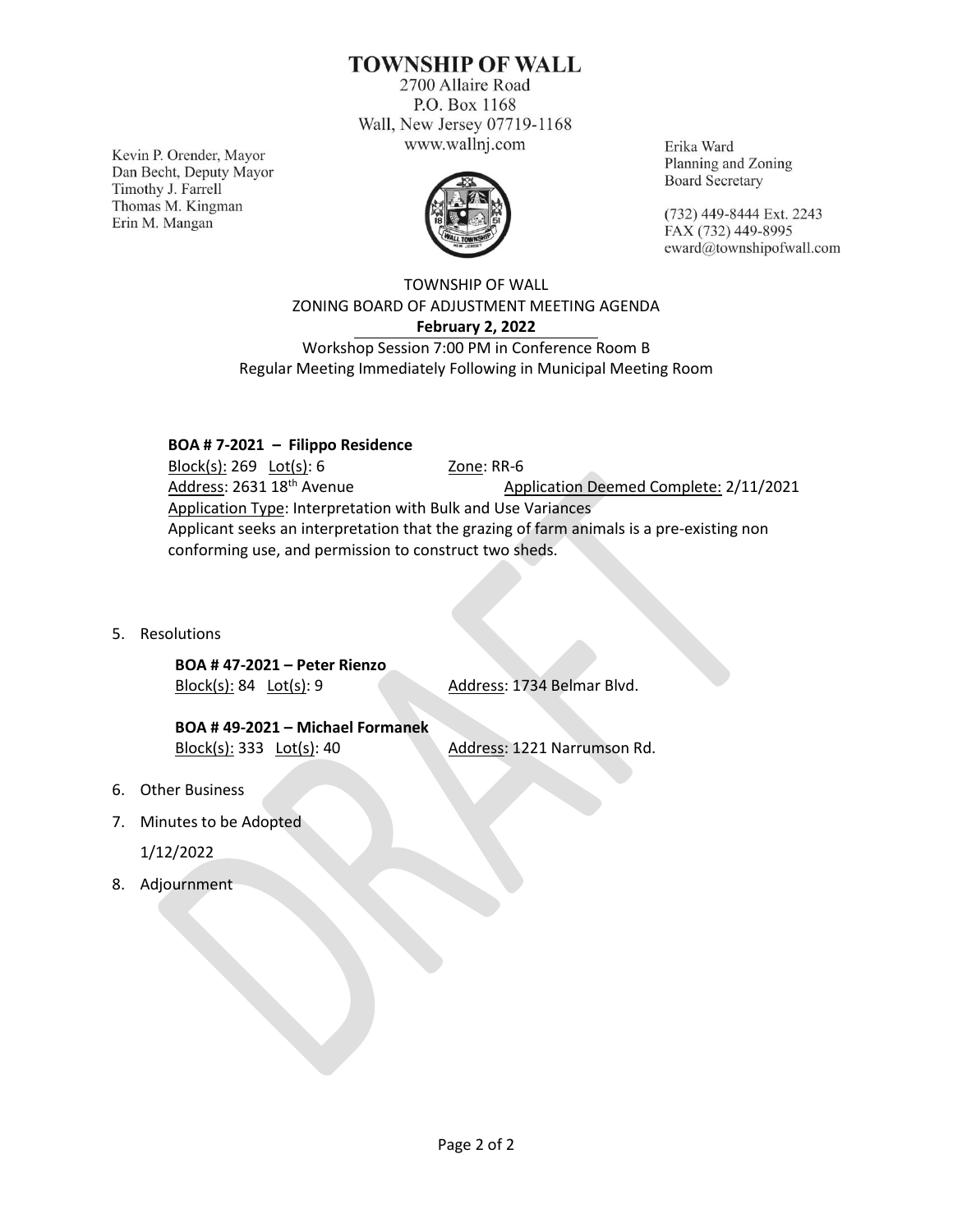# TOWNSHIP OF WALL

2700 Allaire Road
P.O. Box 1168
Wall, New Jersey 07719-1168
www.wallnj.com

Kevin P. Orender, Mayor
Dan Becht, Deputy Mayor
Timothy J. Farrell
Thomas M. Kingman
Erin M. Mangan

Erika Ward
Planning and Zoning
Board Secretary

(732) 449-8444 Ext. 2243
FAX (732) 449-8995
eward@townshipofwall.com

TOWNSHIP OF WALL
ZONING BOARD OF ADJUSTMENT MEETING AGENDA
**February 2, 2022**
Workshop Session 7:00 PM in Conference Room B
Regular Meeting Immediately Following in Municipal Meeting Room

**BOA # 7-2021 – Filippo Residence**
Block(s): 269 Lot(s): 6 Zone: RR-6
Address: 2631 18th Avenue Application Deemed Complete: 2/11/2021
Application Type: Interpretation with Bulk and Use Variances
Applicant seeks an interpretation that the grazing of farm animals is a pre-existing non conforming use, and permission to construct two sheds.

5. Resolutions

   **BOA # 47-2021 – Peter Rienzo**
   Block(s): 84 Lot(s): 9 Address: 1734 Belmar Blvd.

   **BOA # 49-2021 – Michael Formanek**
   Block(s): 333 Lot(s): 40 Address: 1221 Narrumson Rd.

6. Other Business
7. Minutes to be Adopted

   1/12/2022
8. Adjournment

DRAFT